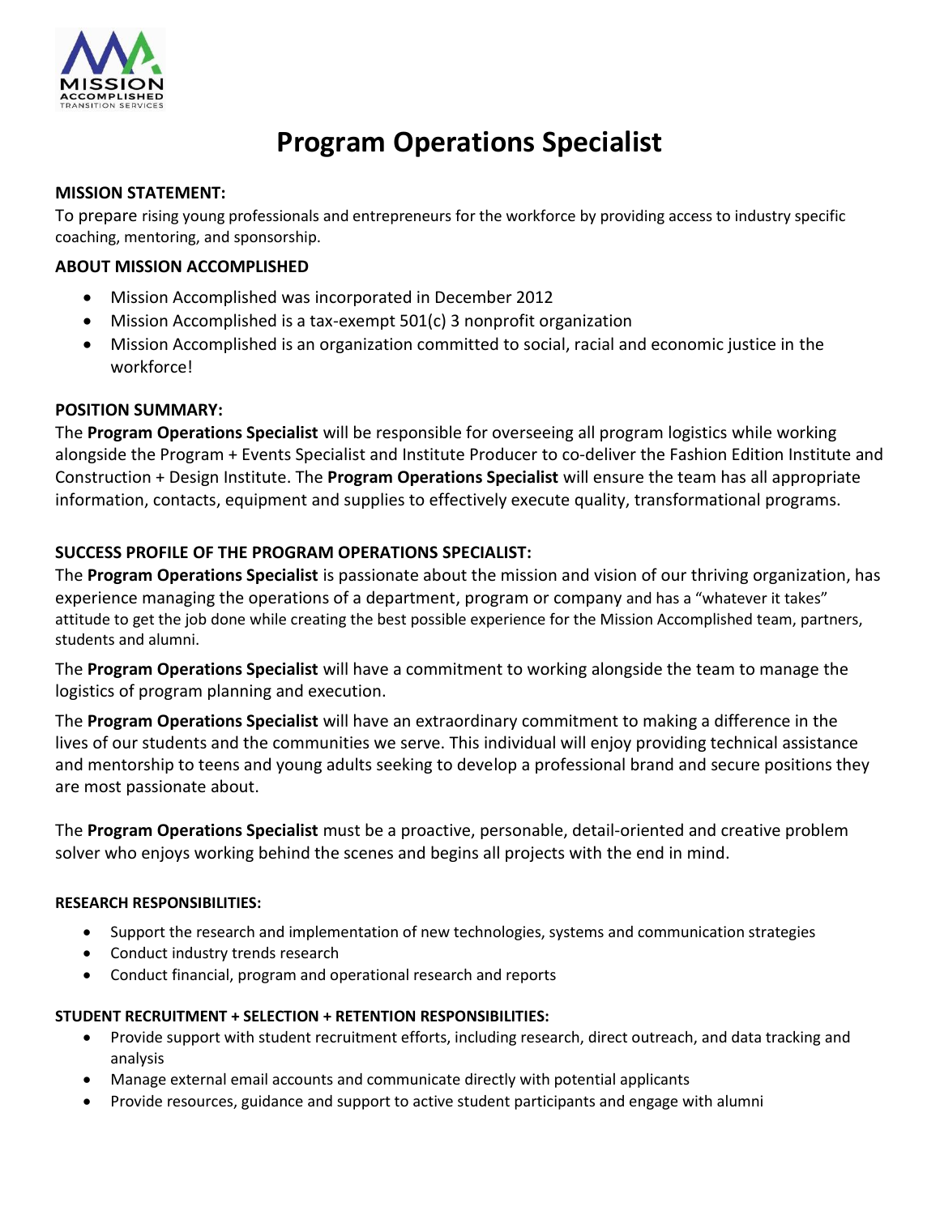# Program Operations Specialist

**MISSION STATEMENT:**

To prepare rising young professionals and entrepreneurs for the workforce by providing access to industry specific coaching, mentoring, and sponsorship.

**ABOUT MISSION ACCOMPLISHED**

- Mission Accomplished was incorporated in December 2012
- Mission Accomplished is a tax-exempt 501(c) 3 nonprofit organization
- Mission Accomplished is an organization committed to social, racial and economic justice in the workforce!

**POSITION SUMMARY:**

The **Program Operations Specialist** will be responsible for overseeing all program logistics while working alongside the Program + Events Specialist and Institute Producer to co-deliver the Fashion Edition Institute and Construction + Design Institute. The **Program Operations Specialist** will ensure the team has all appropriate information, contacts, equipment and supplies to effectively execute quality, transformational programs.

**SUCCESS PROFILE OF THE PROGRAM OPERATIONS SPECIALIST:**

The **Program Operations Specialist** is passionate about the mission and vision of our thriving organization, has experience managing the operations of a department, program or company and has a "whatever it takes" attitude to get the job done while creating the best possible experience for the Mission Accomplished team, partners, students and alumni.

The **Program Operations Specialist** will have a commitment to working alongside the team to manage the logistics of program planning and execution.

The **Program Operations Specialist** will have an extraordinary commitment to making a difference in the lives of our students and the communities we serve. This individual will enjoy providing technical assistance and mentorship to teens and young adults seeking to develop a professional brand and secure positions they are most passionate about.

The **Program Operations Specialist** must be a proactive, personable, detail-oriented and creative problem solver who enjoys working behind the scenes and begins all projects with the end in mind.

**RESEARCH RESPONSIBILITIES:**

- Support the research and implementation of new technologies, systems and communication strategies
- Conduct industry trends research
- Conduct financial, program and operational research and reports

**STUDENT RECRUITMENT + SELECTION + RETENTION RESPONSIBILITIES:**

- Provide support with student recruitment efforts, including research, direct outreach, and data tracking and analysis
- Manage external email accounts and communicate directly with potential applicants
- Provide resources, guidance and support to active student participants and engage with alumni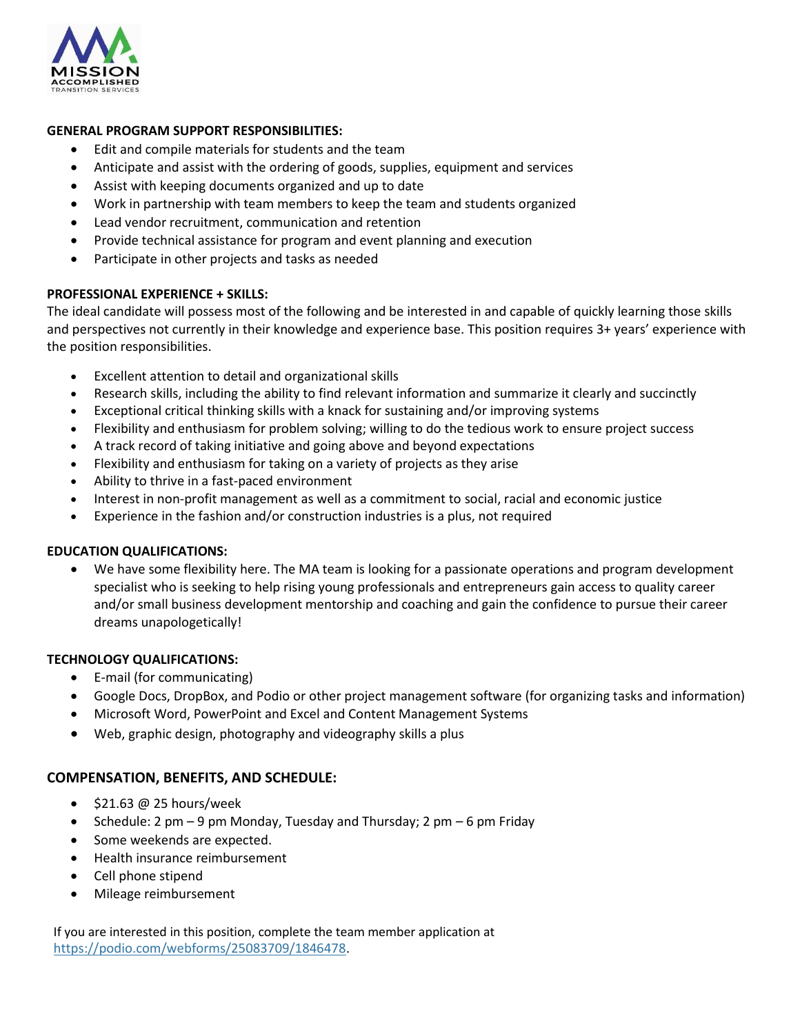MISSION
ACCOMPLISHED
TRANSITION SERVICES

**GENERAL PROGRAM SUPPORT RESPONSIBILITIES:**

- Edit and compile materials for students and the team
- Anticipate and assist with the ordering of goods, supplies, equipment and services
- Assist with keeping documents organized and up to date
- Work in partnership with team members to keep the team and students organized
- Lead vendor recruitment, communication and retention
- Provide technical assistance for program and event planning and execution
- Participate in other projects and tasks as needed

**PROFESSIONAL EXPERIENCE + SKILLS:**

The ideal candidate will possess most of the following and be interested in and capable of quickly learning those skills and perspectives not currently in their knowledge and experience base. This position requires 3+ years' experience with the position responsibilities.

- Excellent attention to detail and organizational skills
- Research skills, including the ability to find relevant information and summarize it clearly and succinctly
- Exceptional critical thinking skills with a knack for sustaining and/or improving systems
- Flexibility and enthusiasm for problem solving; willing to do the tedious work to ensure project success
- A track record of taking initiative and going above and beyond expectations
- Flexibility and enthusiasm for taking on a variety of projects as they arise
- Ability to thrive in a fast-paced environment
- Interest in non-profit management as well as a commitment to social, racial and economic justice
- Experience in the fashion and/or construction industries is a plus, not required

**EDUCATION QUALIFICATIONS:**

- We have some flexibility here. The MA team is looking for a passionate operations and program development specialist who is seeking to help rising young professionals and entrepreneurs gain access to quality career and/or small business development mentorship and coaching and gain the confidence to pursue their career dreams unapologetically!

**TECHNOLOGY QUALIFICATIONS:**

- E-mail (for communicating)
- Google Docs, DropBox, and Podio or other project management software (for organizing tasks and information)
- Microsoft Word, PowerPoint and Excel and Content Management Systems
- Web, graphic design, photography and videography skills a plus

**COMPENSATION, BENEFITS, AND SCHEDULE:**

- $21.63 @ 25 hours/week
- Schedule: 2 pm – 9 pm Monday, Tuesday and Thursday; 2 pm – 6 pm Friday
- Some weekends are expected.
- Health insurance reimbursement
- Cell phone stipend
- Mileage reimbursement

If you are interested in this position, complete the team member application at https://podio.com/webforms/25083709/1846478.